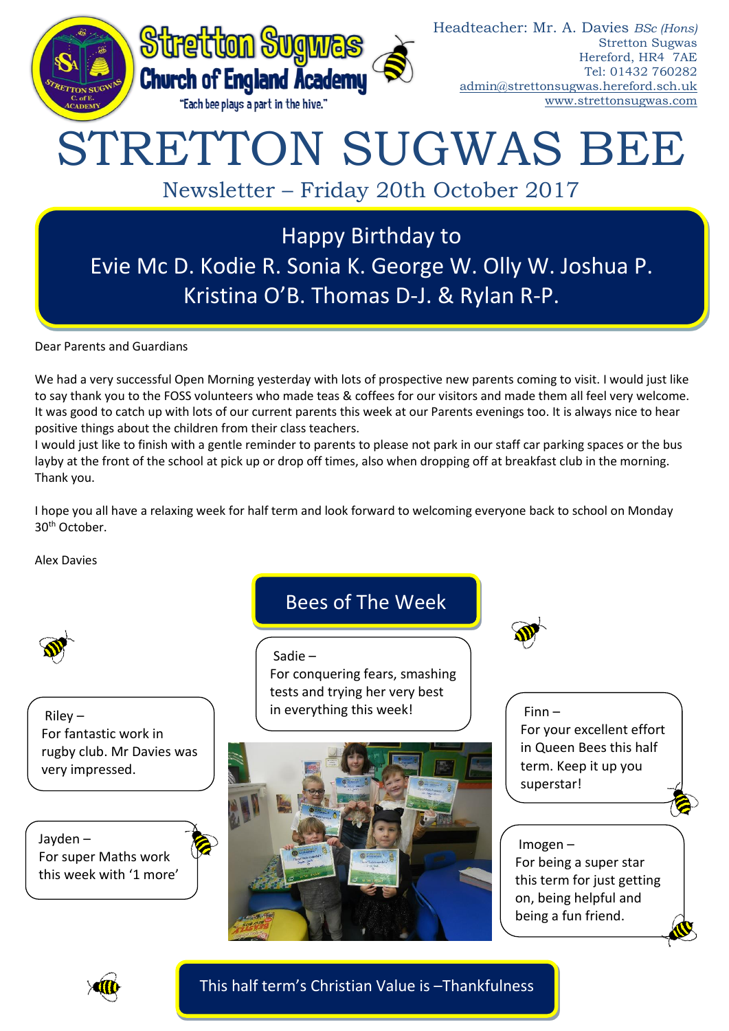Stretton Sugwas Church of England Academy

"Each bee plays a part in the hive."

Headteacher: Mr. A. Davies *BSc (Hons)*
Stretton Sugwas
Hereford, HR4 7AE
Tel: 01432 760282
admin@strettonsugwas.hereford.sch.uk
www.strettonsugwas.com

# STRETTON SUGWAS BEE

## Newsletter – Friday 20th October 2017

**Happy Birthday to**
**Evie Mc D. Kodie R. Sonia K. George W. Olly W. Joshua P. Kristina O'B. Thomas D-J. & Rylan R-P.**

Dear Parents and Guardians

We had a very successful Open Morning yesterday with lots of prospective new parents coming to visit. I would just like to say thank you to the FOSS volunteers who made teas & coffees for our visitors and made them all feel very welcome. It was good to catch up with lots of our current parents this week at our Parents evenings too. It is always nice to hear positive things about the children from their class teachers.
I would just like to finish with a gentle reminder to parents to please not park in our staff car parking spaces or the bus layby at the front of the school at pick up or drop off times, also when dropping off at breakfast club in the morning. Thank you.

I hope you all have a relaxing week for half term and look forward to welcoming everyone back to school on Monday 30th October.

Alex Davies

## Bees of The Week

Sadie – For conquering fears, smashing tests and trying her very best in everything this week!

Riley – For fantastic work in rugby club. Mr Davies was very impressed.

Finn – For your excellent effort in Queen Bees this half term. Keep it up you superstar!

Jayden – For super Maths work this week with '1 more'

Imogen – For being a super star this term for just getting on, being helpful and being a fun friend.

**This half term's Christian Value is –Thankfulness**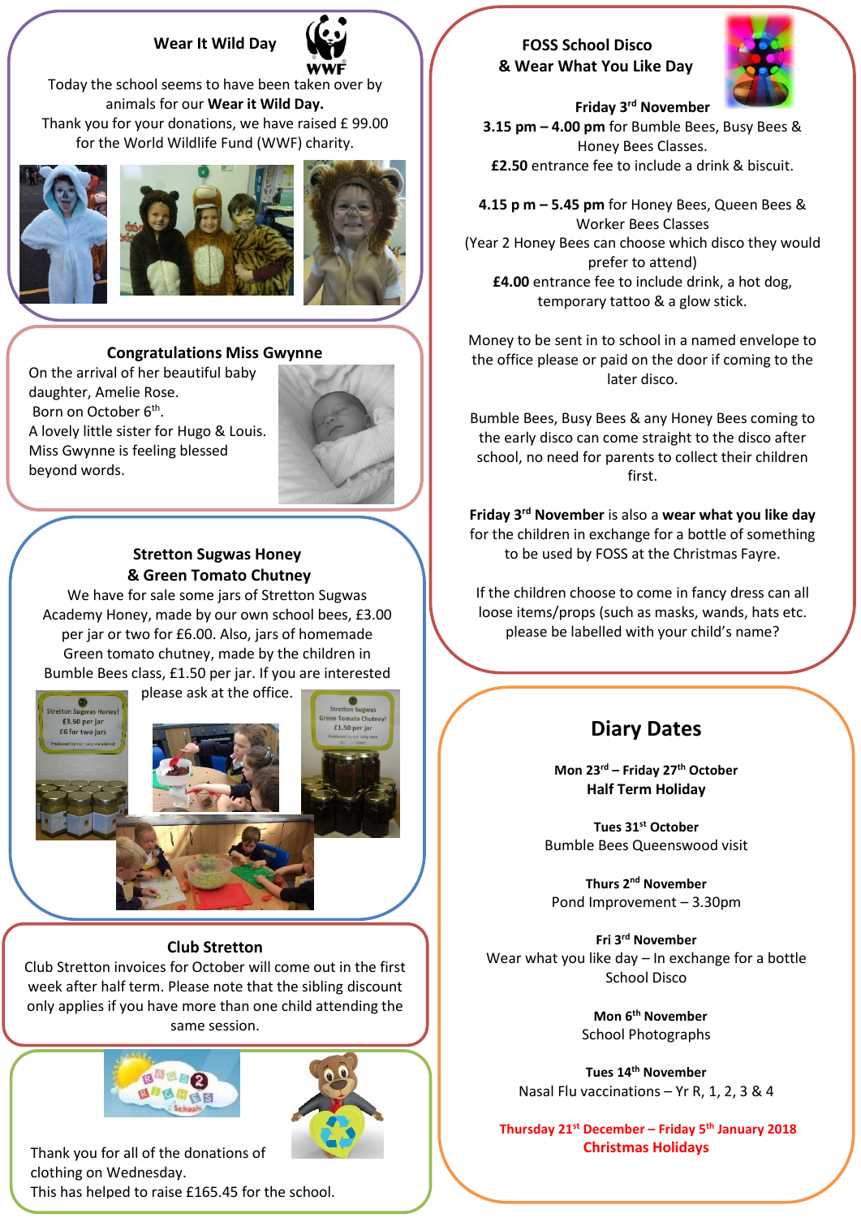## Wear It Wild Day

Today the school seems to have been taken over by animals for our **Wear it Wild Day.**
Thank you for your donations, we have raised £ 99.00 for the World Wildlife Fund (WWF) charity.

## Congratulations Miss Gwynne

On the arrival of her beautiful baby daughter, Amelie Rose.
Born on October 6th.
A lovely little sister for Hugo & Louis.
Miss Gwynne is feeling blessed beyond words.

## Stretton Sugwas Honey & Green Tomato Chutney

We have for sale some jars of Stretton Sugwas Academy Honey, made by our own school bees, £3.00 per jar or two for £6.00. Also, jars of homemade Green tomato chutney, made by the children in Bumble Bees class, £1.50 per jar. If you are interested please ask at the office.

## Club Stretton

Club Stretton invoices for October will come out in the first week after half term. Please note that the sibling discount only applies if you have more than one child attending the same session.

Thank you for all of the donations of clothing on Wednesday.
This has helped to raise £165.45 for the school.

## FOSS School Disco & Wear What You Like Day

**Friday 3rd November**
**3.15 pm – 4.00 pm** for Bumble Bees, Busy Bees & Honey Bees Classes.
**£2.50** entrance fee to include a drink & biscuit.

**4.15 p m – 5.45 pm** for Honey Bees, Queen Bees & Worker Bees Classes
(Year 2 Honey Bees can choose which disco they would prefer to attend)
**£4.00** entrance fee to include drink, a hot dog, temporary tattoo & a glow stick.

Money to be sent in to school in a named envelope to the office please or paid on the door if coming to the later disco.

Bumble Bees, Busy Bees & any Honey Bees coming to the early disco can come straight to the disco after school, no need for parents to collect their children first.

**Friday 3rd November** is also a **wear what you like day** for the children in exchange for a bottle of something to be used by FOSS at the Christmas Fayre.

If the children choose to come in fancy dress can all loose items/props (such as masks, wands, hats etc. please be labelled with your child's name?

## Diary Dates

**Mon 23rd – Friday 27th October**
**Half Term Holiday**

**Tues 31st October**
Bumble Bees Queenswood visit

**Thurs 2nd November**
Pond Improvement – 3.30pm

**Fri 3rd November**
Wear what you like day – In exchange for a bottle
School Disco

**Mon 6th November**
School Photographs

**Tues 14th November**
Nasal Flu vaccinations – Yr R, 1, 2, 3 & 4

**Thursday 21st December – Friday 5th January 2018**
**Christmas Holidays**